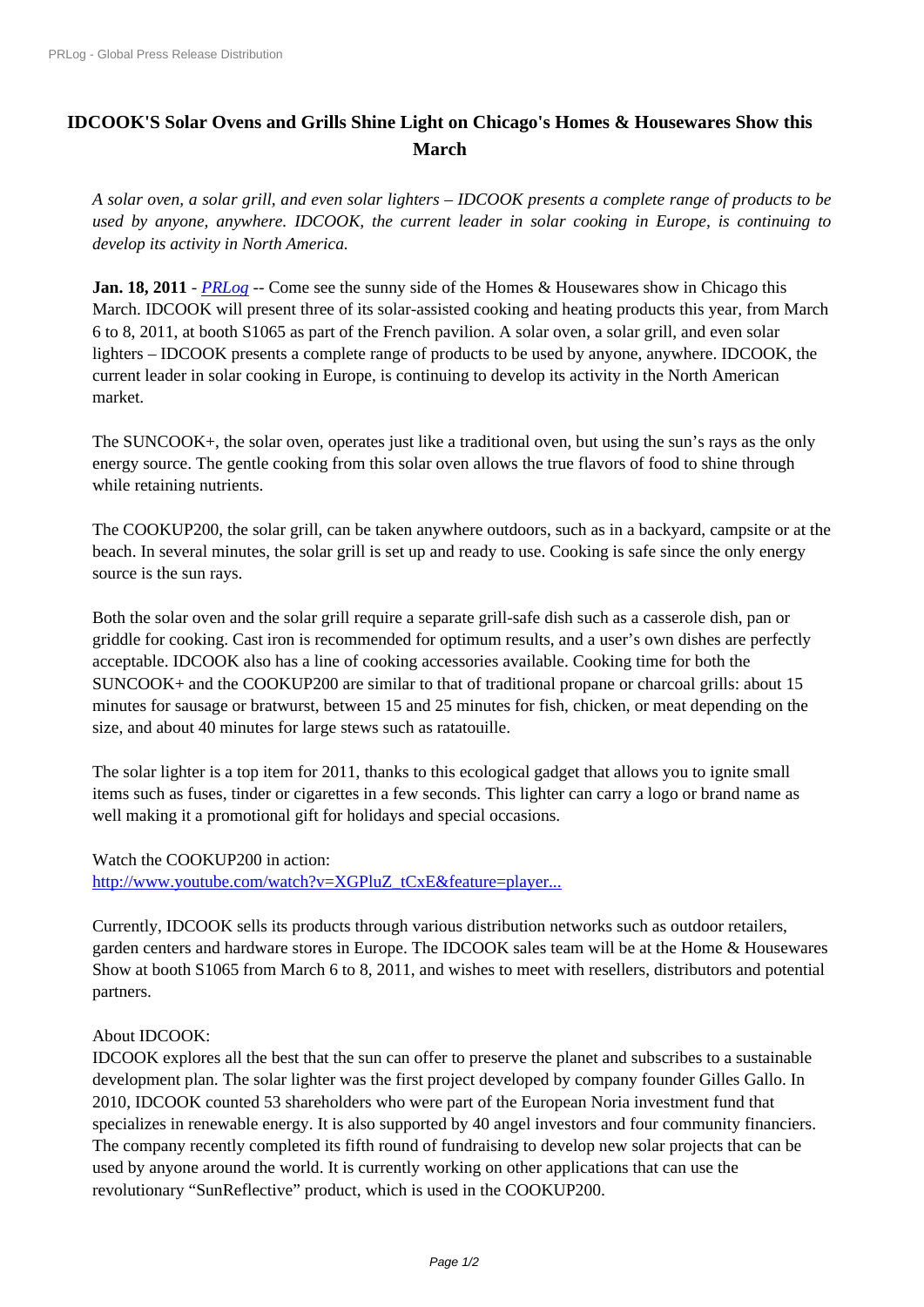# IDCOOK'S Solar Ovens and Grills Shine Light on Chicago's Homes & Housewares Show this March

*A solar oven, a solar grill, and even solar lighters – IDCOOK presents a complete range of products to be used by anyone, anywhere. IDCOOK, the current leader in solar cooking in Europe, is continuing to develop its activity in North America.*

**Jan. 18, 2011** - *PRLog* -- Come see the sunny side of the Homes & Housewares show in Chicago this March. IDCOOK will present three of its solar-assisted cooking and heating products this year, from March 6 to 8, 2011, at booth S1065 as part of the French pavilion. A solar oven, a solar grill, and even solar lighters – IDCOOK presents a complete range of products to be used by anyone, anywhere. IDCOOK, the current leader in solar cooking in Europe, is continuing to develop its activity in the North American market.

The SUNCOOK+, the solar oven, operates just like a traditional oven, but using the sun's rays as the only energy source. The gentle cooking from this solar oven allows the true flavors of food to shine through while retaining nutrients.

The COOKUP200, the solar grill, can be taken anywhere outdoors, such as in a backyard, campsite or at the beach. In several minutes, the solar grill is set up and ready to use. Cooking is safe since the only energy source is the sun rays.

Both the solar oven and the solar grill require a separate grill-safe dish such as a casserole dish, pan or griddle for cooking. Cast iron is recommended for optimum results, and a user's own dishes are perfectly acceptable. IDCOOK also has a line of cooking accessories available. Cooking time for both the SUNCOOK+ and the COOKUP200 are similar to that of traditional propane or charcoal grills: about 15 minutes for sausage or bratwurst, between 15 and 25 minutes for fish, chicken, or meat depending on the size, and about 40 minutes for large stews such as ratatouille.

The solar lighter is a top item for 2011, thanks to this ecological gadget that allows you to ignite small items such as fuses, tinder or cigarettes in a few seconds. This lighter can carry a logo or brand name as well making it a promotional gift for holidays and special occasions.

Watch the COOKUP200 in action:
http://www.youtube.com/watch?v=XGPluZ_tCxE&feature=player...

Currently, IDCOOK sells its products through various distribution networks such as outdoor retailers, garden centers and hardware stores in Europe. The IDCOOK sales team will be at the Home & Housewares Show at booth S1065 from March 6 to 8, 2011, and wishes to meet with resellers, distributors and potential partners.

About IDCOOK:
IDCOOK explores all the best that the sun can offer to preserve the planet and subscribes to a sustainable development plan. The solar lighter was the first project developed by company founder Gilles Gallo. In 2010, IDCOOK counted 53 shareholders who were part of the European Noria investment fund that specializes in renewable energy. It is also supported by 40 angel investors and four community financiers. The company recently completed its fifth round of fundraising to develop new solar projects that can be used by anyone around the world. It is currently working on other applications that can use the revolutionary "SunReflective" product, which is used in the COOKUP200.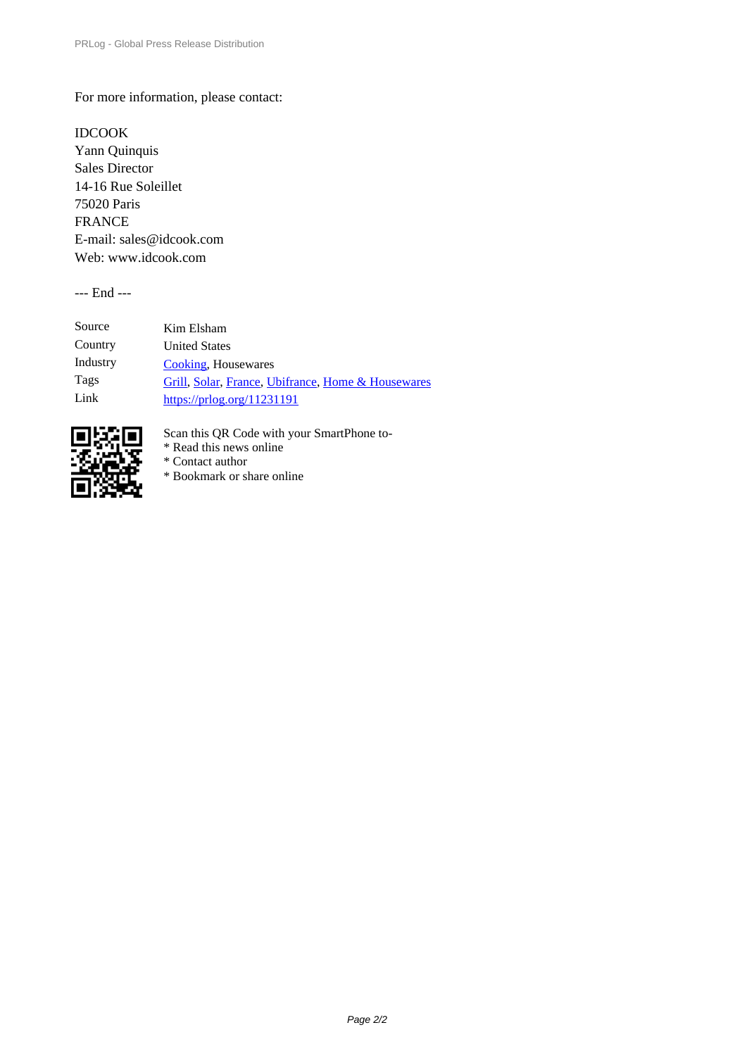For more information, please contact:

IDCOOK
Yann Quinquis
Sales Director
14-16 Rue Soleillet
75020 Paris
FRANCE
E-mail: sales@idcook.com
Web: www.idcook.com

--- End ---

| | |
|---|---|
| Source | Kim Elsham |
| Country | United States |
| Industry | Cooking, Housewares |
| Tags | Grill, Solar, France, Ubifrance, Home & Housewares |
| Link | https://prlog.org/11231191 |

Scan this QR Code with your SmartPhone to-
* Read this news online
* Contact author
* Bookmark or share online